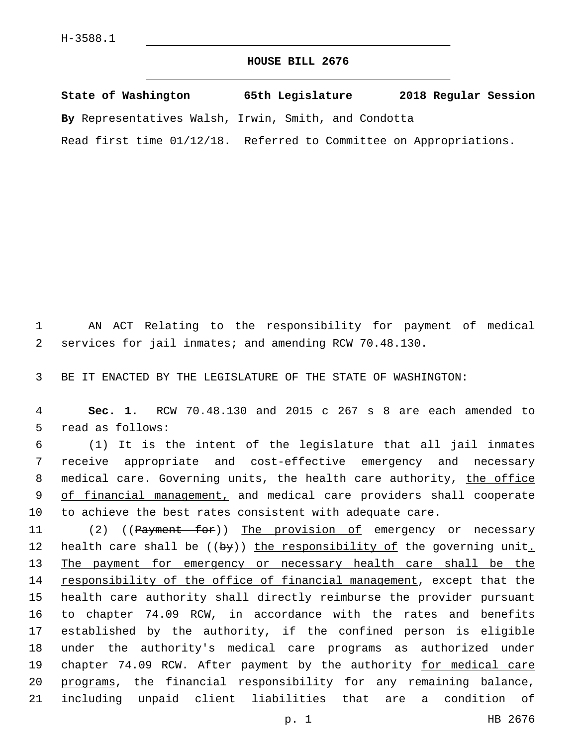H-3588.1

# HOUSE BILL 2676

**State of Washington 65th Legislature 2018 Regular Session**

**By** Representatives Walsh, Irwin, Smith, and Condotta

Read first time 01/12/18. Referred to Committee on Appropriations.

AN ACT Relating to the responsibility for payment of medical services for jail inmates; and amending RCW 70.48.130.

BE IT ENACTED BY THE LEGISLATURE OF THE STATE OF WASHINGTON:

**Sec. 1.** RCW 70.48.130 and 2015 c 267 s 8 are each amended to read as follows:

(1) It is the intent of the legislature that all jail inmates receive appropriate and cost-effective emergency and necessary medical care. Governing units, the health care authority, the office of financial management, and medical care providers shall cooperate to achieve the best rates consistent with adequate care.

(2) ((~~Payment for~~)) The provision of emergency or necessary health care shall be ((~~by~~)) the responsibility of the governing unit. The payment for emergency or necessary health care shall be the responsibility of the office of financial management, except that the health care authority shall directly reimburse the provider pursuant to chapter 74.09 RCW, in accordance with the rates and benefits established by the authority, if the confined person is eligible under the authority's medical care programs as authorized under chapter 74.09 RCW. After payment by the authority for medical care programs, the financial responsibility for any remaining balance, including unpaid client liabilities that are a condition of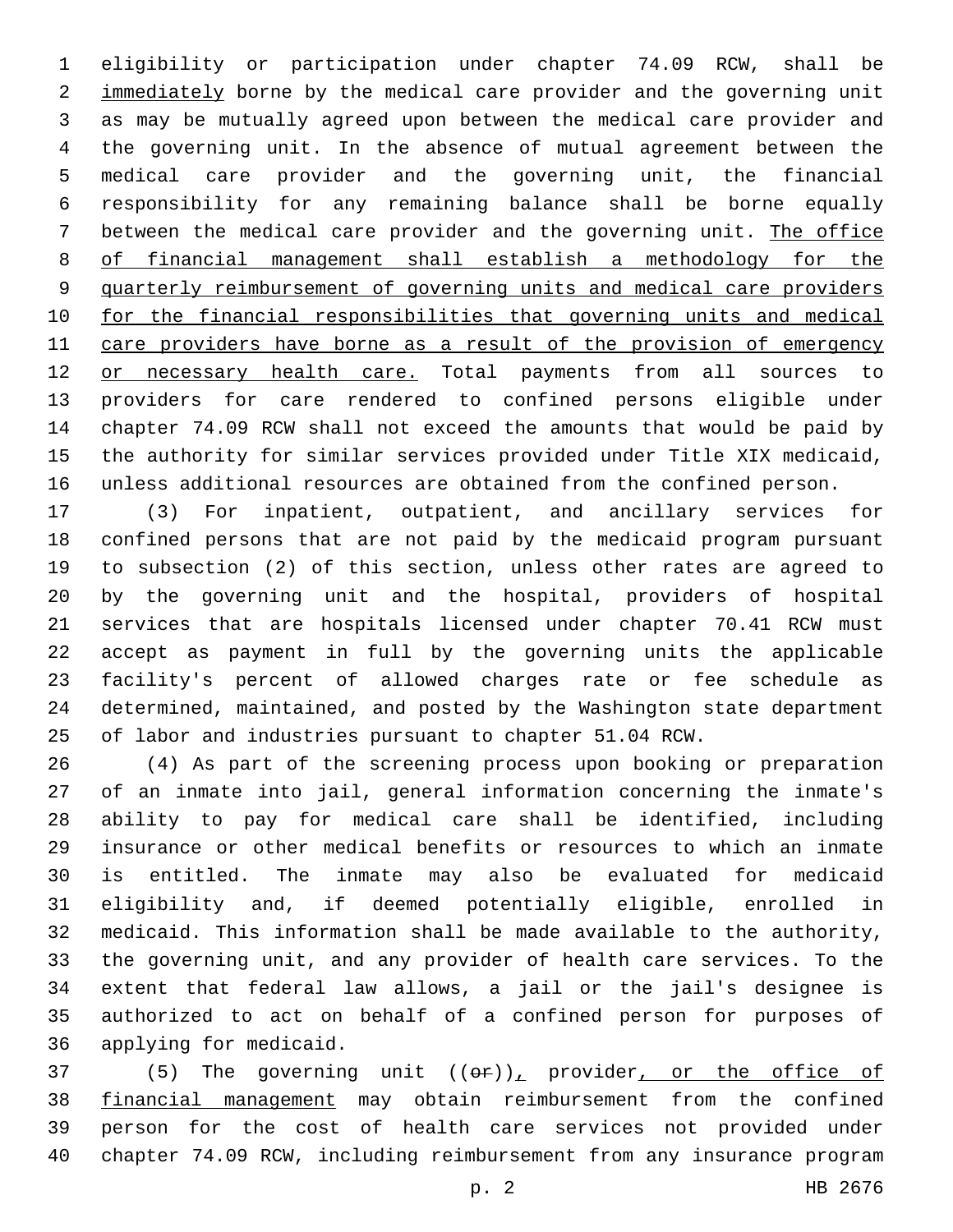eligibility or participation under chapter 74.09 RCW, shall be <u>immediately</u> borne by the medical care provider and the governing unit as may be mutually agreed upon between the medical care provider and the governing unit. In the absence of mutual agreement between the medical care provider and the governing unit, the financial responsibility for any remaining balance shall be borne equally between the medical care provider and the governing unit. <u>The office of financial management shall establish a methodology for the quarterly reimbursement of governing units and medical care providers for the financial responsibilities that governing units and medical care providers have borne as a result of the provision of emergency or necessary health care.</u> Total payments from all sources to providers for care rendered to confined persons eligible under chapter 74.09 RCW shall not exceed the amounts that would be paid by the authority for similar services provided under Title XIX medicaid, unless additional resources are obtained from the confined person.

(3) For inpatient, outpatient, and ancillary services for confined persons that are not paid by the medicaid program pursuant to subsection (2) of this section, unless other rates are agreed to by the governing unit and the hospital, providers of hospital services that are hospitals licensed under chapter 70.41 RCW must accept as payment in full by the governing units the applicable facility's percent of allowed charges rate or fee schedule as determined, maintained, and posted by the Washington state department of labor and industries pursuant to chapter 51.04 RCW.

(4) As part of the screening process upon booking or preparation of an inmate into jail, general information concerning the inmate's ability to pay for medical care shall be identified, including insurance or other medical benefits or resources to which an inmate is entitled. The inmate may also be evaluated for medicaid eligibility and, if deemed potentially eligible, enrolled in medicaid. This information shall be made available to the authority, the governing unit, and any provider of health care services. To the extent that federal law allows, a jail or the jail's designee is authorized to act on behalf of a confined person for purposes of applying for medicaid.

(5) The governing unit ((~~or~~))<u>,</u> provider<u>, or the office of financial management</u> may obtain reimbursement from the confined person for the cost of health care services not provided under chapter 74.09 RCW, including reimbursement from any insurance program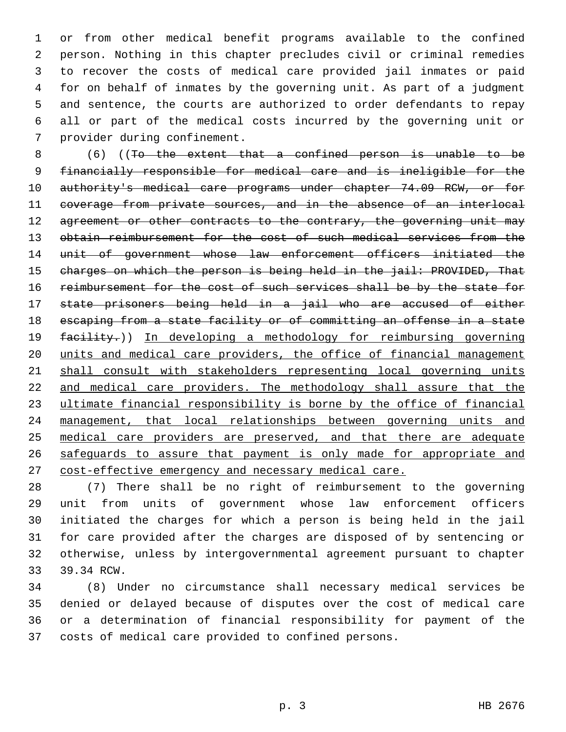or from other medical benefit programs available to the confined person. Nothing in this chapter precludes civil or criminal remedies to recover the costs of medical care provided jail inmates or paid for on behalf of inmates by the governing unit. As part of a judgment and sentence, the courts are authorized to order defendants to repay all or part of the medical costs incurred by the governing unit or provider during confinement.

(6) ((~~To the extent that a confined person is unable to be financially responsible for medical care and is ineligible for the authority's medical care programs under chapter 74.09 RCW, or for coverage from private sources, and in the absence of an interlocal agreement or other contracts to the contrary, the governing unit may obtain reimbursement for the cost of such medical services from the unit of government whose law enforcement officers initiated the charges on which the person is being held in the jail: PROVIDED, That reimbursement for the cost of such services shall be by the state for state prisoners being held in a jail who are accused of either escaping from a state facility or of committing an offense in a state facility.~~)) <u>In developing a methodology for reimbursing governing units and medical care providers, the office of financial management shall consult with stakeholders representing local governing units and medical care providers. The methodology shall assure that the ultimate financial responsibility is borne by the office of financial management, that local relationships between governing units and medical care providers are preserved, and that there are adequate safeguards to assure that payment is only made for appropriate and cost-effective emergency and necessary medical care.</u>

(7) There shall be no right of reimbursement to the governing unit from units of government whose law enforcement officers initiated the charges for which a person is being held in the jail for care provided after the charges are disposed of by sentencing or otherwise, unless by intergovernmental agreement pursuant to chapter 39.34 RCW.

(8) Under no circumstance shall necessary medical services be denied or delayed because of disputes over the cost of medical care or a determination of financial responsibility for payment of the costs of medical care provided to confined persons.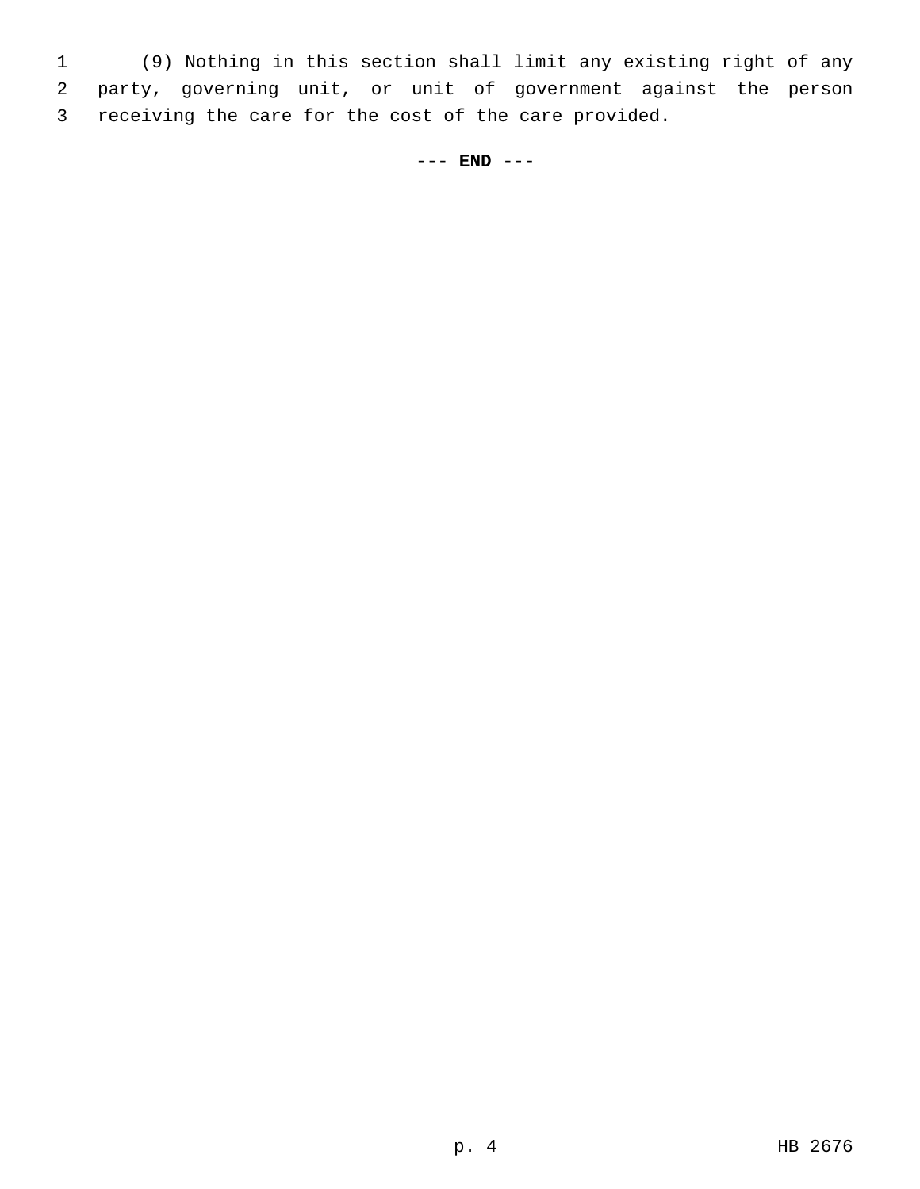(9) Nothing in this section shall limit any existing right of any party, governing unit, or unit of government against the person receiving the care for the cost of the care provided.

**--- END ---**